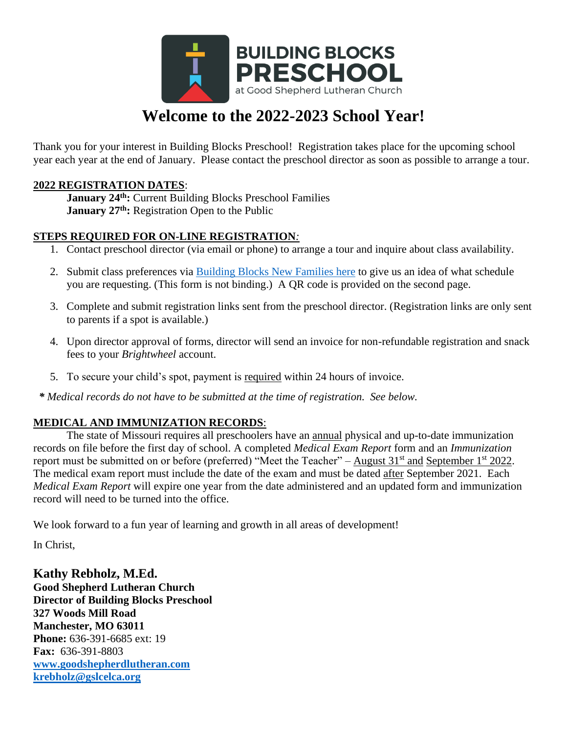**BUILDING BLOCKS PRESCHOOL**
at Good Shepherd Lutheran Church

# Welcome to the 2022-2023 School Year!

Thank you for your interest in Building Blocks Preschool! Registration takes place for the upcoming school year each year at the end of January. Please contact the preschool director as soon as possible to arrange a tour.

**2022 REGISTRATION DATES**:

**January 24th:** Current Building Blocks Preschool Families
**January 27th:** Registration Open to the Public

**STEPS REQUIRED FOR ON-LINE REGISTRATION***:*

1. Contact preschool director (via email or phone) to arrange a tour and inquire about class availability.
2. Submit class preferences via Building Blocks New Families here to give us an idea of what schedule you are requesting. (This form is not binding.) A QR code is provided on the second page.
3. Complete and submit registration links sent from the preschool director. (Registration links are only sent to parents if a spot is available.)
4. Upon director approval of forms, director will send an invoice for non-refundable registration and snack fees to your *Brightwheel* account.
5. To secure your child's spot, payment is required within 24 hours of invoice.

***** *Medical records do not have to be submitted at the time of registration. See below.*

**MEDICAL AND IMMUNIZATION RECORDS**:

The state of Missouri requires all preschoolers have an annual physical and up-to-date immunization records on file before the first day of school. A completed *Medical Exam Report* form and an *Immunization* report must be submitted on or before (preferred) "Meet the Teacher" – August 31st and September 1st 2022. The medical exam report must include the date of the exam and must be dated after September 2021. Each *Medical Exam Report* will expire one year from the date administered and an updated form and immunization record will need to be turned into the office.

We look forward to a fun year of learning and growth in all areas of development!

In Christ,

**Kathy Rebholz, M.Ed.**
**Good Shepherd Lutheran Church**
**Director of Building Blocks Preschool**
**327 Woods Mill Road**
**Manchester, MO 63011**
**Phone:** 636-391-6685 ext: 19
**Fax:** 636-391-8803
**www.goodshepherdlutheran.com**
**krebholz@gslcelca.org**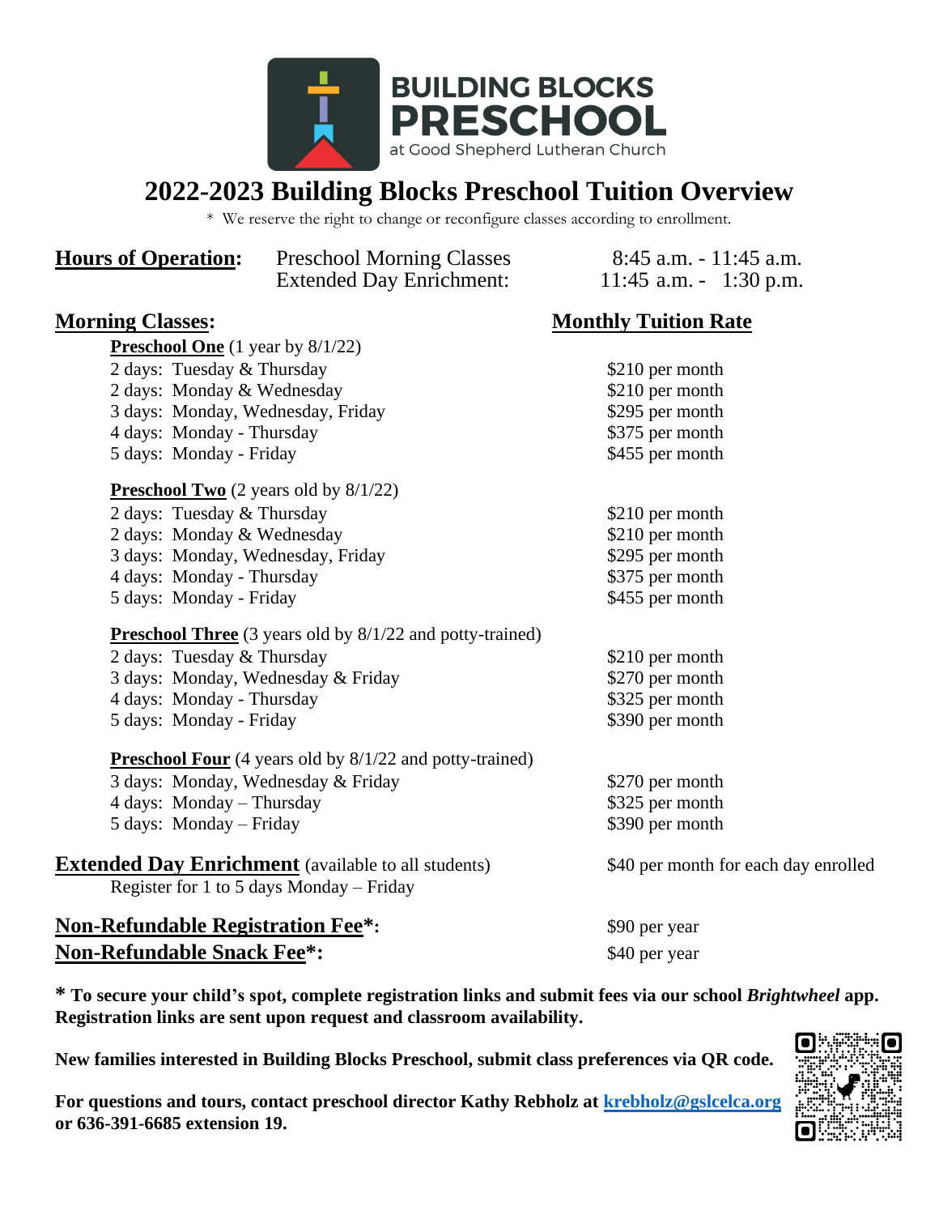# BUILDING BLOCKS PRESCHOOL

at Good Shepherd Lutheran Church

# 2022-2023 Building Blocks Preschool Tuition Overview

\* We reserve the right to change or reconfigure classes according to enrollment.

**Hours of Operation:**

| | |
|---|---|
| Preschool Morning Classes | 8:45 a.m. - 11:45 a.m. |
| Extended Day Enrichment: | 11:45 a.m. - 1:30 p.m. |

## Morning Classes:

| Class | Monthly Tuition Rate |
|---|---|
| **Preschool One** (1 year by 8/1/22) | |
| 2 days: Tuesday & Thursday | $210 per month |
| 2 days: Monday & Wednesday | $210 per month |
| 3 days: Monday, Wednesday, Friday | $295 per month |
| 4 days: Monday - Thursday | $375 per month |
| 5 days: Monday - Friday | $455 per month |
| **Preschool Two** (2 years old by 8/1/22) | |
| 2 days: Tuesday & Thursday | $210 per month |
| 2 days: Monday & Wednesday | $210 per month |
| 3 days: Monday, Wednesday, Friday | $295 per month |
| 4 days: Monday - Thursday | $375 per month |
| 5 days: Monday - Friday | $455 per month |
| **Preschool Three** (3 years old by 8/1/22 and potty-trained) | |
| 2 days: Tuesday & Thursday | $210 per month |
| 3 days: Monday, Wednesday & Friday | $270 per month |
| 4 days: Monday - Thursday | $325 per month |
| 5 days: Monday - Friday | $390 per month |
| **Preschool Four** (4 years old by 8/1/22 and potty-trained) | |
| 3 days: Monday, Wednesday & Friday | $270 per month |
| 4 days: Monday – Thursday | $325 per month |
| 5 days: Monday – Friday | $390 per month |

**Extended Day Enrichment** (available to all students) — $40 per month for each day enrolled
Register for 1 to 5 days Monday – Friday

**Non-Refundable Registration Fee\*:** $90 per year

**Non-Refundable Snack Fee\*:** $40 per year

**\* To secure your child's spot, complete registration links and submit fees via our school *Brightwheel* app. Registration links are sent upon request and classroom availability.**

**New families interested in Building Blocks Preschool, submit class preferences via QR code.**

**For questions and tours, contact preschool director Kathy Rebholz at krebholz@gslcelca.org or 636-391-6685 extension 19.**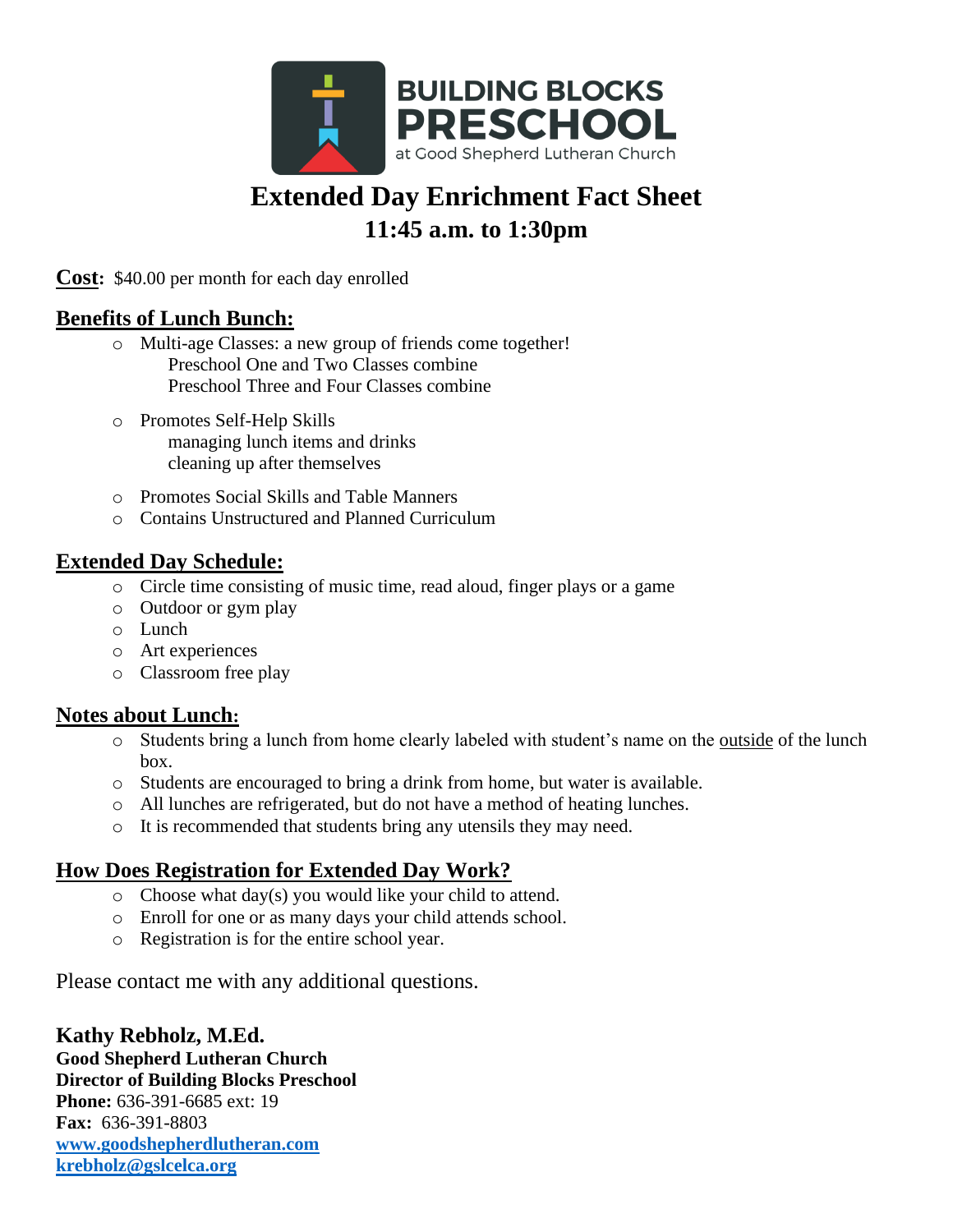BUILDING BLOCKS
PRESCHOOL
at Good Shepherd Lutheran Church

# Extended Day Enrichment Fact Sheet

## 11:45 a.m. to 1:30pm

**Cost:** $40.00 per month for each day enrolled

### Benefits of Lunch Bunch:

- Multi-age Classes: a new group of friends come together!
  - Preschool One and Two Classes combine
  - Preschool Three and Four Classes combine
- Promotes Self-Help Skills
  - managing lunch items and drinks
  - cleaning up after themselves
- Promotes Social Skills and Table Manners
- Contains Unstructured and Planned Curriculum

### Extended Day Schedule:

- Circle time consisting of music time, read aloud, finger plays or a game
- Outdoor or gym play
- Lunch
- Art experiences
- Classroom free play

### Notes about Lunch:

- Students bring a lunch from home clearly labeled with student's name on the outside of the lunch box.
- Students are encouraged to bring a drink from home, but water is available.
- All lunches are refrigerated, but do not have a method of heating lunches.
- It is recommended that students bring any utensils they may need.

### How Does Registration for Extended Day Work?

- Choose what day(s) you would like your child to attend.
- Enroll for one or as many days your child attends school.
- Registration is for the entire school year.

Please contact me with any additional questions.

**Kathy Rebholz, M.Ed.**
**Good Shepherd Lutheran Church**
**Director of Building Blocks Preschool**
**Phone:** 636-391-6685 ext: 19
**Fax:** 636-391-8803
**www.goodshepherdlutheran.com**
**krebholz@gslcelca.org**